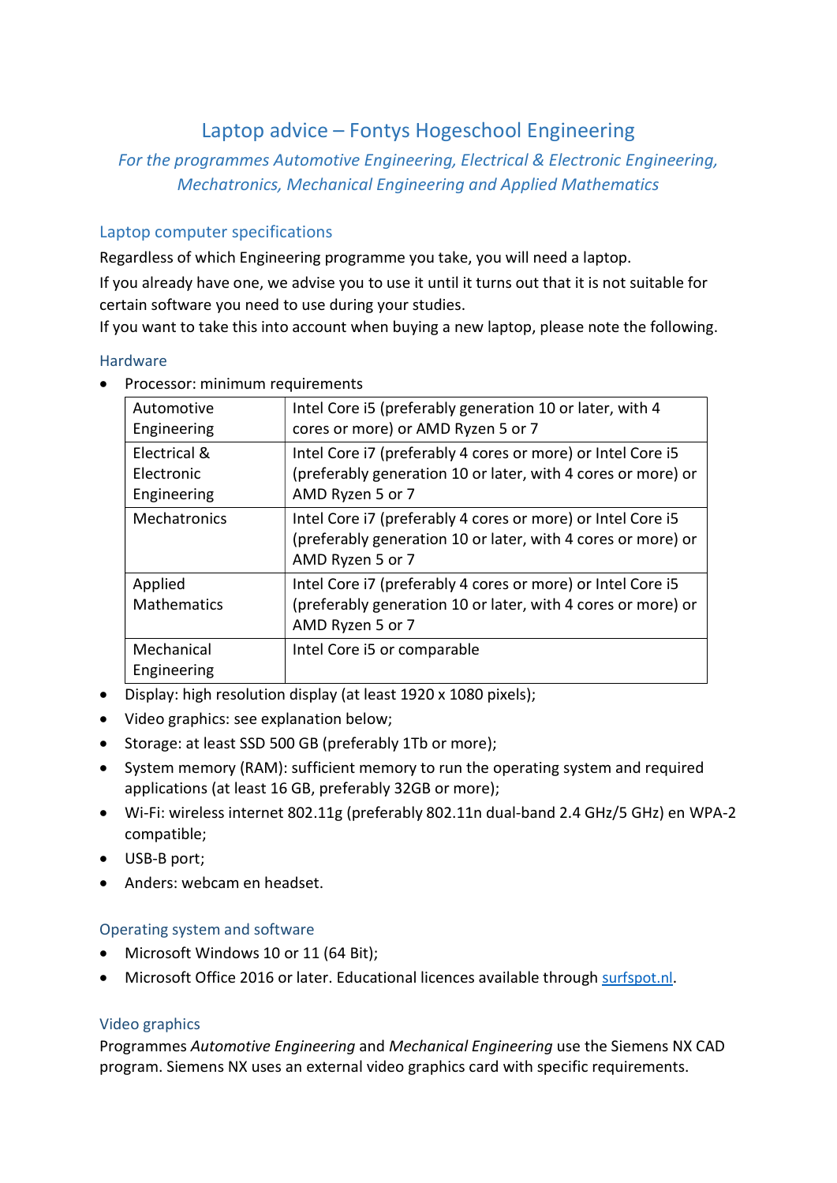# Laptop advice – Fontys Hogeschool Engineering

*For the programmes Automotive Engineering, Electrical & Electronic Engineering, Mechatronics, Mechanical Engineering and Applied Mathematics*

## Laptop computer specifications

Regardless of which Engineering programme you take, you will need a laptop.

If you already have one, we advise you to use it until it turns out that it is not suitable for certain software you need to use during your studies.

If you want to take this into account when buying a new laptop, please note the following.

### Hardware

- Processor: minimum requirements

| | |
|---|---|
| Automotive Engineering | Intel Core i5 (preferably generation 10 or later, with 4 cores or more) or AMD Ryzen 5 or 7 |
| Electrical & Electronic Engineering | Intel Core i7 (preferably 4 cores or more) or Intel Core i5 (preferably generation 10 or later, with 4 cores or more) or AMD Ryzen 5 or 7 |
| Mechatronics | Intel Core i7 (preferably 4 cores or more) or Intel Core i5 (preferably generation 10 or later, with 4 cores or more) or AMD Ryzen 5 or 7 |
| Applied Mathematics | Intel Core i7 (preferably 4 cores or more) or Intel Core i5 (preferably generation 10 or later, with 4 cores or more) or AMD Ryzen 5 or 7 |
| Mechanical Engineering | Intel Core i5 or comparable |

- Display: high resolution display (at least 1920 x 1080 pixels);
- Video graphics: see explanation below;
- Storage: at least SSD 500 GB (preferably 1Tb or more);
- System memory (RAM): sufficient memory to run the operating system and required applications (at least 16 GB, preferably 32GB or more);
- Wi-Fi: wireless internet 802.11g (preferably 802.11n dual-band 2.4 GHz/5 GHz) en WPA-2 compatible;
- USB-B port;
- Anders: webcam en headset.

### Operating system and software

- Microsoft Windows 10 or 11 (64 Bit);
- Microsoft Office 2016 or later. Educational licences available through [surfspot.nl](surfspot.nl).

### Video graphics

Programmes *Automotive Engineering* and *Mechanical Engineering* use the Siemens NX CAD program. Siemens NX uses an external video graphics card with specific requirements.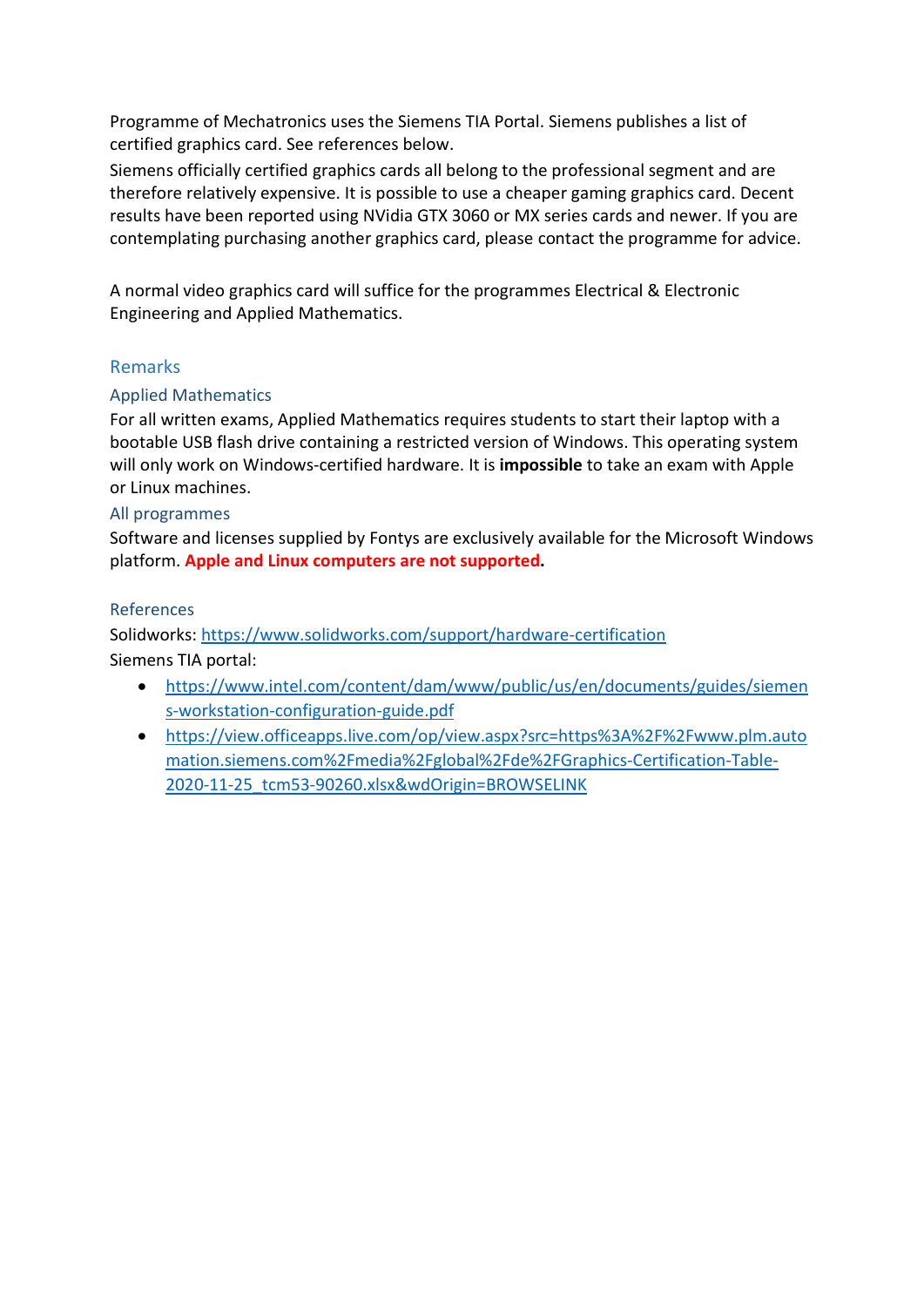Programme of Mechatronics uses the Siemens TIA Portal. Siemens publishes a list of certified graphics card. See references below.
Siemens officially certified graphics cards all belong to the professional segment and are therefore relatively expensive. It is possible to use a cheaper gaming graphics card. Decent results have been reported using NVidia GTX 3060 or MX series cards and newer. If you are contemplating purchasing another graphics card, please contact the programme for advice.

A normal video graphics card will suffice for the programmes Electrical & Electronic Engineering and Applied Mathematics.

## Remarks

### Applied Mathematics

For all written exams, Applied Mathematics requires students to start their laptop with a bootable USB flash drive containing a restricted version of Windows. This operating system will only work on Windows-certified hardware. It is **impossible** to take an exam with Apple or Linux machines.

### All programmes

Software and licenses supplied by Fontys are exclusively available for the Microsoft Windows platform. **Apple and Linux computers are not supported.**

## References

Solidworks: https://www.solidworks.com/support/hardware-certification
Siemens TIA portal:

- https://www.intel.com/content/dam/www/public/us/en/documents/guides/siemens-workstation-configuration-guide.pdf
- https://view.officeapps.live.com/op/view.aspx?src=https%3A%2F%2Fwww.plm.automation.siemens.com%2Fmedia%2Fglobal%2Fde%2FGraphics-Certification-Table-2020-11-25_tcm53-90260.xlsx&wdOrigin=BROWSELINK